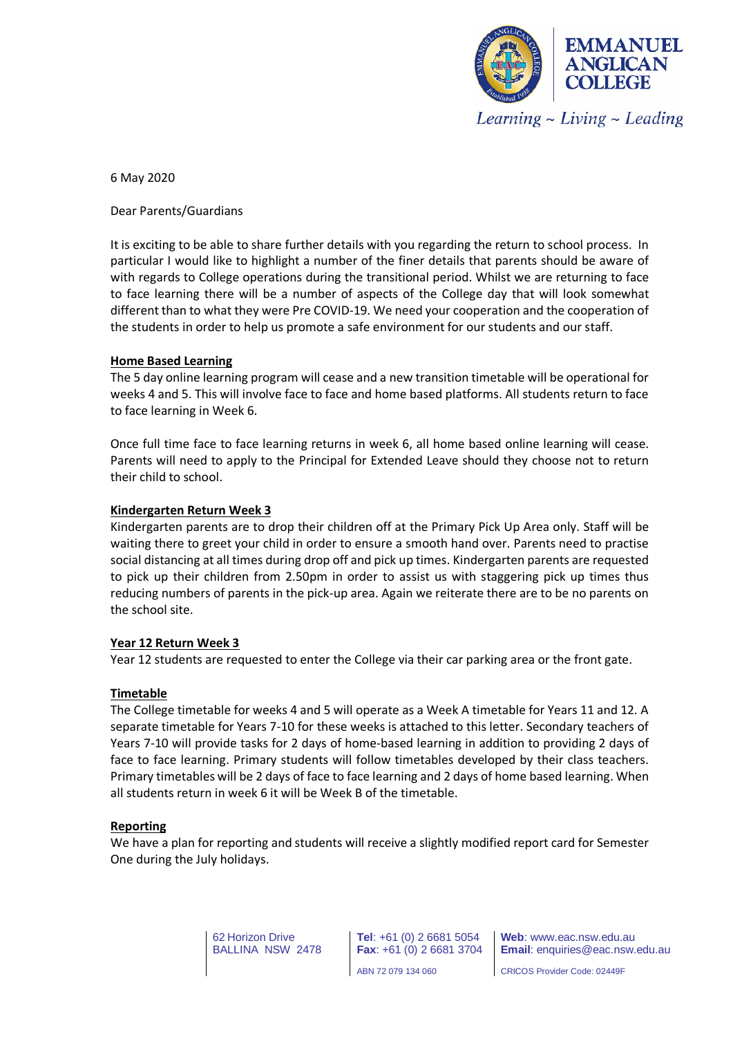EMMANUEL ANGLICAN COLLEGE

*Learning ~ Living ~ Leading*

6 May 2020

Dear Parents/Guardians

It is exciting to be able to share further details with you regarding the return to school process. In particular I would like to highlight a number of the finer details that parents should be aware of with regards to College operations during the transitional period. Whilst we are returning to face to face learning there will be a number of aspects of the College day that will look somewhat different than to what they were Pre COVID-19. We need your cooperation and the cooperation of the students in order to help us promote a safe environment for our students and our staff.

**Home Based Learning**

The 5 day online learning program will cease and a new transition timetable will be operational for weeks 4 and 5. This will involve face to face and home based platforms. All students return to face to face learning in Week 6.

Once full time face to face learning returns in week 6, all home based online learning will cease. Parents will need to apply to the Principal for Extended Leave should they choose not to return their child to school.

**Kindergarten Return Week 3**

Kindergarten parents are to drop their children off at the Primary Pick Up Area only. Staff will be waiting there to greet your child in order to ensure a smooth hand over. Parents need to practise social distancing at all times during drop off and pick up times. Kindergarten parents are requested to pick up their children from 2.50pm in order to assist us with staggering pick up times thus reducing numbers of parents in the pick-up area. Again we reiterate there are to be no parents on the school site.

**Year 12 Return Week 3**

Year 12 students are requested to enter the College via their car parking area or the front gate.

**Timetable**

The College timetable for weeks 4 and 5 will operate as a Week A timetable for Years 11 and 12. A separate timetable for Years 7-10 for these weeks is attached to this letter. Secondary teachers of Years 7-10 will provide tasks for 2 days of home-based learning in addition to providing 2 days of face to face learning. Primary students will follow timetables developed by their class teachers. Primary timetables will be 2 days of face to face learning and 2 days of home based learning. When all students return in week 6 it will be Week B of the timetable.

**Reporting**

We have a plan for reporting and students will receive a slightly modified report card for Semester One during the July holidays.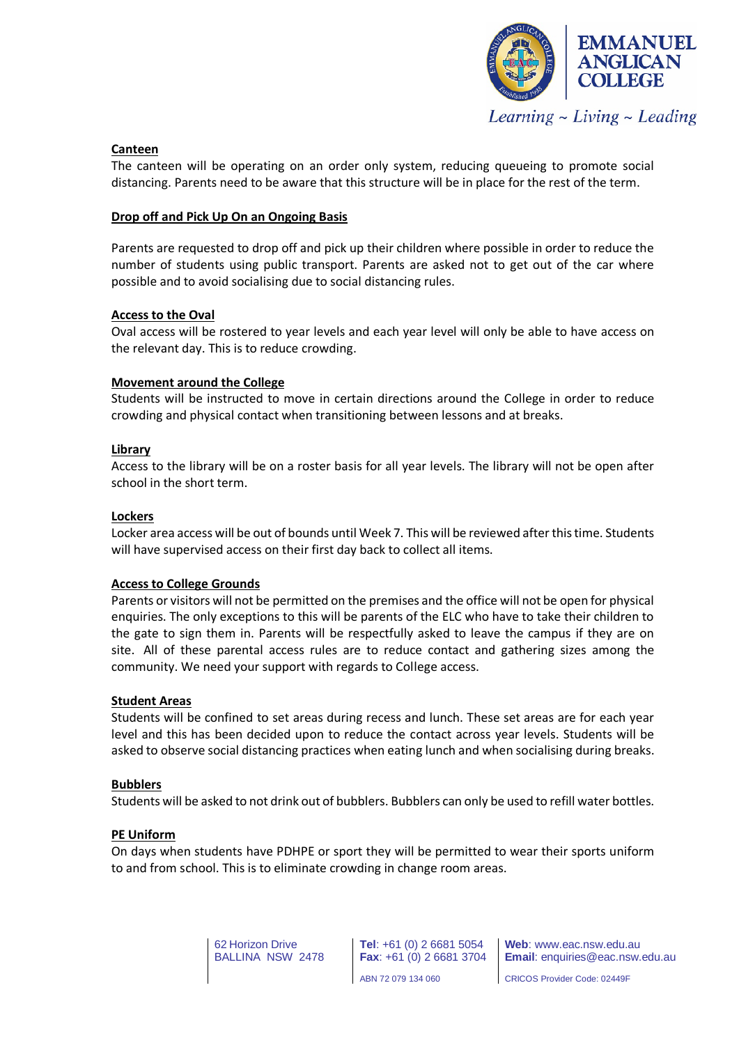### Canteen

The canteen will be operating on an order only system, reducing queueing to promote social distancing. Parents need to be aware that this structure will be in place for the rest of the term.

### Drop off and Pick Up On an Ongoing Basis

Parents are requested to drop off and pick up their children where possible in order to reduce the number of students using public transport. Parents are asked not to get out of the car where possible and to avoid socialising due to social distancing rules.

### Access to the Oval

Oval access will be rostered to year levels and each year level will only be able to have access on the relevant day. This is to reduce crowding.

### Movement around the College

Students will be instructed to move in certain directions around the College in order to reduce crowding and physical contact when transitioning between lessons and at breaks.

### Library

Access to the library will be on a roster basis for all year levels. The library will not be open after school in the short term.

### Lockers

Locker area access will be out of bounds until Week 7. This will be reviewed after this time. Students will have supervised access on their first day back to collect all items.

### Access to College Grounds

Parents or visitors will not be permitted on the premises and the office will not be open for physical enquiries. The only exceptions to this will be parents of the ELC who have to take their children to the gate to sign them in. Parents will be respectfully asked to leave the campus if they are on site. All of these parental access rules are to reduce contact and gathering sizes among the community. We need your support with regards to College access.

### Student Areas

Students will be confined to set areas during recess and lunch. These set areas are for each year level and this has been decided upon to reduce the contact across year levels. Students will be asked to observe social distancing practices when eating lunch and when socialising during breaks.

### Bubblers

Students will be asked to not drink out of bubblers. Bubblers can only be used to refill water bottles.

### PE Uniform

On days when students have PDHPE or sport they will be permitted to wear their sports uniform to and from school. This is to eliminate crowding in change room areas.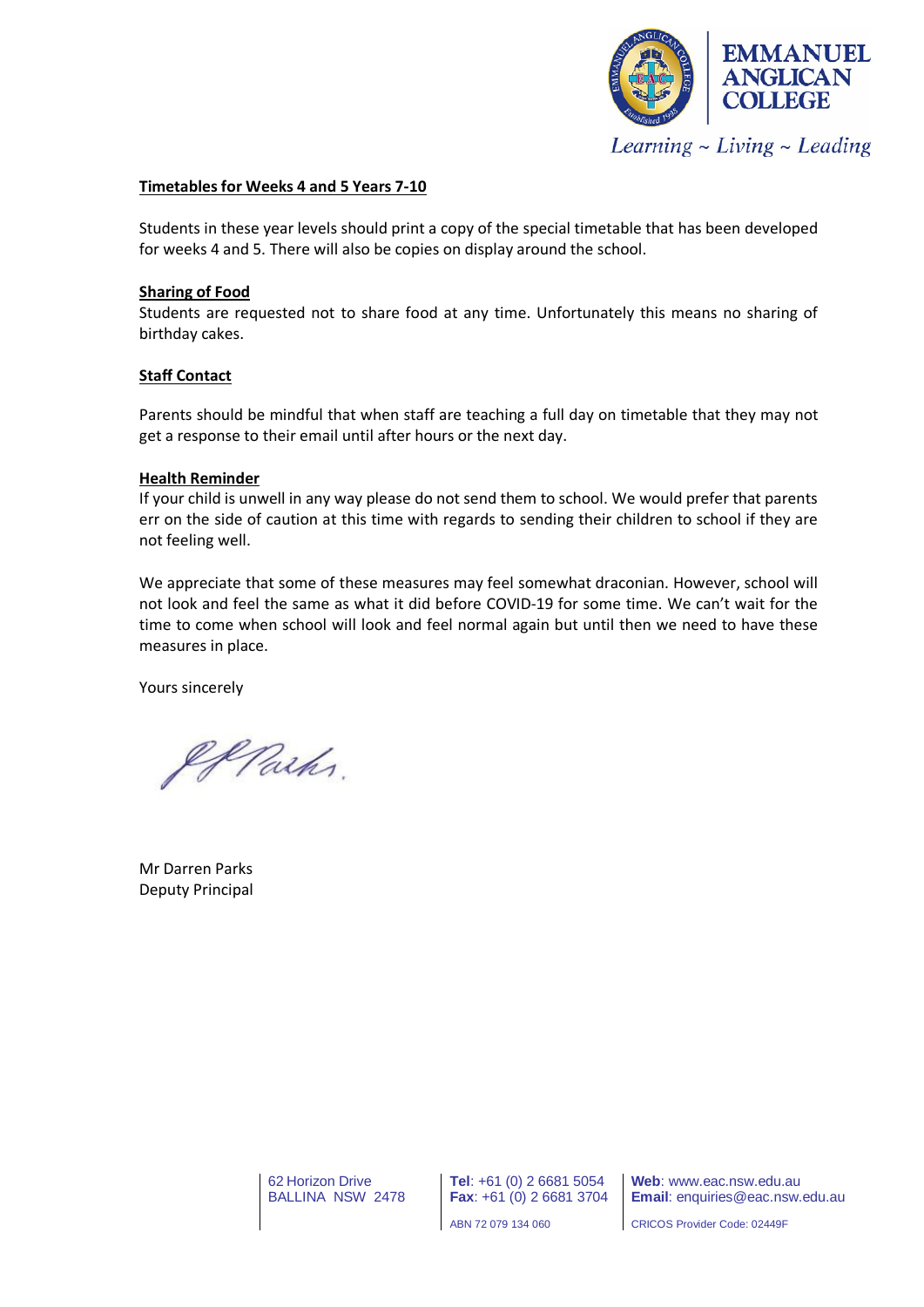**Timetables for Weeks 4 and 5 Years 7-10**

Students in these year levels should print a copy of the special timetable that has been developed for weeks 4 and 5. There will also be copies on display around the school.

**Sharing of Food**

Students are requested not to share food at any time. Unfortunately this means no sharing of birthday cakes.

**Staff Contact**

Parents should be mindful that when staff are teaching a full day on timetable that they may not get a response to their email until after hours or the next day.

**Health Reminder**

If your child is unwell in any way please do not send them to school. We would prefer that parents err on the side of caution at this time with regards to sending their children to school if they are not feeling well.

We appreciate that some of these measures may feel somewhat draconian. However, school will not look and feel the same as what it did before COVID-19 for some time. We can't wait for the time to come when school will look and feel normal again but until then we need to have these measures in place.

Yours sincerely

Mr Darren Parks
Deputy Principal